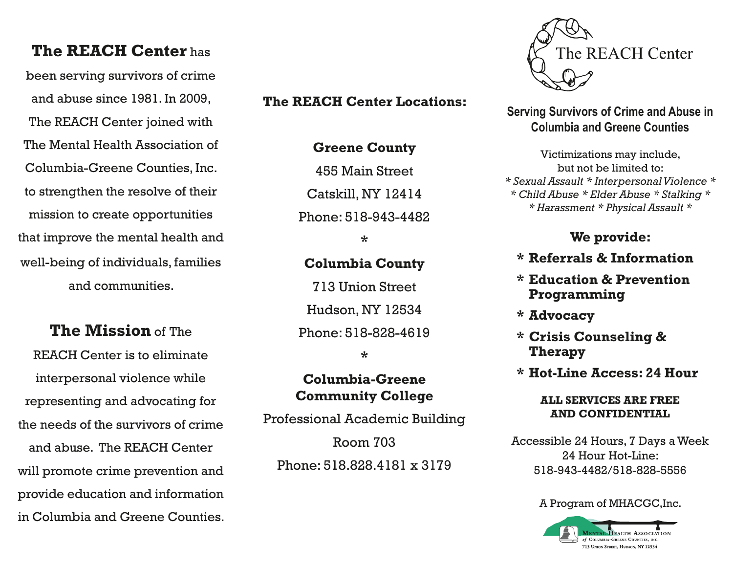**The REACH Center** has been serving survivors of crime and abuse since 1981. In 2009, The REACH Center joined with The Mental Health Association of Columbia-Greene Counties, Inc. to strengthen the resolve of their mission to create opportunities that improve the mental health and well-being of individuals, families and communities.

**The Mission** of The REACH Center is to eliminate interpersonal violence while representing and advocating for the needs of the survivors of crime and abuse. The REACH Center will promote crime prevention and provide education and information in Columbia and Greene Counties.

## The REACH Center Locations:

**Greene County**

455 Main Street

Catskill, NY 12414

Phone: 518-943-4482

*

**Columbia County**

713 Union Street

Hudson, NY 12534

Phone: 518-828-4619

*

**Columbia-Greene Community College**

Professional Academic Building

Room 703

Phone: 518.828.4181 x 3179

# The REACH Center

## Serving Survivors of Crime and Abuse in Columbia and Greene Counties

Victimizations may include, but not be limited to:

*\* Sexual Assault \* Interpersonal Violence \**
*\* Child Abuse \* Elder Abuse \* Stalking \**
*\* Harassment \* Physical Assault \**

### We provide:

- **Referrals & Information**
- **Education & Prevention Programming**
- **Advocacy**
- **Crisis Counseling & Therapy**
- **Hot-Line Access: 24 Hour**

**ALL SERVICES ARE FREE AND CONFIDENTIAL**

Accessible 24 Hours, 7 Days a Week
24 Hour Hot-Line:
518-943-4482/518-828-5556

A Program of MHACGC,Inc.

Mental Health Association of Columbia-Greene Counties, Inc.
713 Union Street, Hudson, NY 12534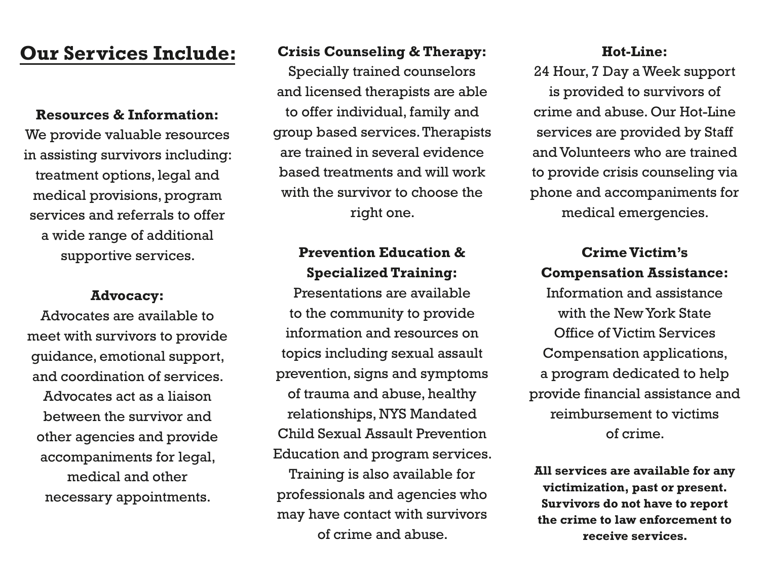# Our Services Include:

**Resources & Information:**

We provide valuable resources in assisting survivors including: treatment options, legal and medical provisions, program services and referrals to offer a wide range of additional supportive services.

**Advocacy:**

Advocates are available to meet with survivors to provide guidance, emotional support, and coordination of services. Advocates act as a liaison between the survivor and other agencies and provide accompaniments for legal, medical and other necessary appointments.

**Crisis Counseling & Therapy:**

Specially trained counselors and licensed therapists are able to offer individual, family and group based services. Therapists are trained in several evidence based treatments and will work with the survivor to choose the right one.

**Prevention Education & Specialized Training:**

Presentations are available to the community to provide information and resources on topics including sexual assault prevention, signs and symptoms of trauma and abuse, healthy relationships, NYS Mandated Child Sexual Assault Prevention Education and program services. Training is also available for professionals and agencies who may have contact with survivors of crime and abuse.

**Hot-Line:**

24 Hour, 7 Day a Week support is provided to survivors of crime and abuse. Our Hot-Line services are provided by Staff and Volunteers who are trained to provide crisis counseling via phone and accompaniments for medical emergencies.

**Crime Victim's Compensation Assistance:**

Information and assistance with the New York State Office of Victim Services Compensation applications, a program dedicated to help provide financial assistance and reimbursement to victims of crime.

**All services are available for any victimization, past or present. Survivors do not have to report the crime to law enforcement to receive services.**